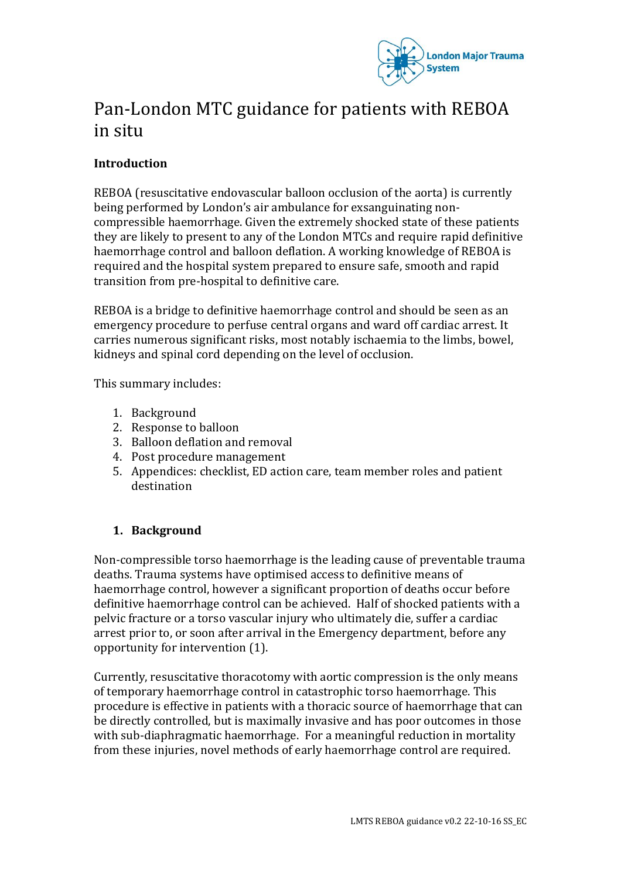# Pan-London MTC guidance for patients with REBOA in situ

**Introduction**

REBOA (resuscitative endovascular balloon occlusion of the aorta) is currently being performed by London's air ambulance for exsanguinating non-compressible haemorrhage. Given the extremely shocked state of these patients they are likely to present to any of the London MTCs and require rapid definitive haemorrhage control and balloon deflation. A working knowledge of REBOA is required and the hospital system prepared to ensure safe, smooth and rapid transition from pre-hospital to definitive care.

REBOA is a bridge to definitive haemorrhage control and should be seen as an emergency procedure to perfuse central organs and ward off cardiac arrest. It carries numerous significant risks, most notably ischaemia to the limbs, bowel, kidneys and spinal cord depending on the level of occlusion.

This summary includes:

1. Background
2. Response to balloon
3. Balloon deflation and removal
4. Post procedure management
5. Appendices: checklist, ED action care, team member roles and patient destination

## 1. Background

Non-compressible torso haemorrhage is the leading cause of preventable trauma deaths. Trauma systems have optimised access to definitive means of haemorrhage control, however a significant proportion of deaths occur before definitive haemorrhage control can be achieved. Half of shocked patients with a pelvic fracture or a torso vascular injury who ultimately die, suffer a cardiac arrest prior to, or soon after arrival in the Emergency department, before any opportunity for intervention (1).

Currently, resuscitative thoracotomy with aortic compression is the only means of temporary haemorrhage control in catastrophic torso haemorrhage. This procedure is effective in patients with a thoracic source of haemorrhage that can be directly controlled, but is maximally invasive and has poor outcomes in those with sub-diaphragmatic haemorrhage. For a meaningful reduction in mortality from these injuries, novel methods of early haemorrhage control are required.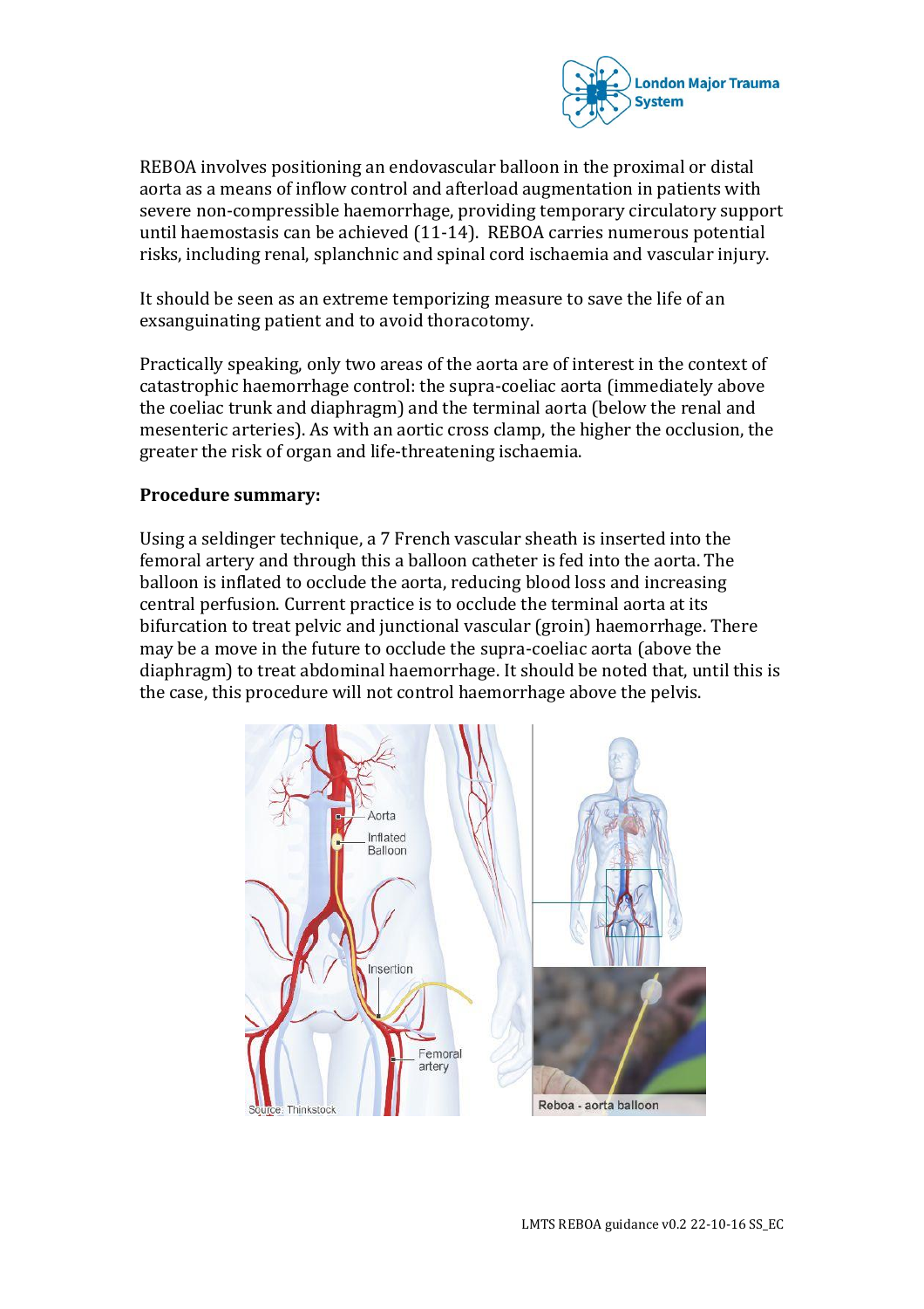REBOA involves positioning an endovascular balloon in the proximal or distal aorta as a means of inflow control and afterload augmentation in patients with severe non-compressible haemorrhage, providing temporary circulatory support until haemostasis can be achieved (11-14). REBOA carries numerous potential risks, including renal, splanchnic and spinal cord ischaemia and vascular injury.

It should be seen as an extreme temporizing measure to save the life of an exsanguinating patient and to avoid thoracotomy.

Practically speaking, only two areas of the aorta are of interest in the context of catastrophic haemorrhage control: the supra-coeliac aorta (immediately above the coeliac trunk and diaphragm) and the terminal aorta (below the renal and mesenteric arteries). As with an aortic cross clamp, the higher the occlusion, the greater the risk of organ and life-threatening ischaemia.

**Procedure summary:**

Using a seldinger technique, a 7 French vascular sheath is inserted into the femoral artery and through this a balloon catheter is fed into the aorta. The balloon is inflated to occlude the aorta, reducing blood loss and increasing central perfusion. Current practice is to occlude the terminal aorta at its bifurcation to treat pelvic and junctional vascular (groin) haemorrhage. There may be a move in the future to occlude the supra-coeliac aorta (above the diaphragm) to treat abdominal haemorrhage. It should be noted that, until this is the case, this procedure will not control haemorrhage above the pelvis.

Aorta

Inflated Balloon

Insertion

Femoral artery

Source: Thinkstock

Reboa - aorta balloon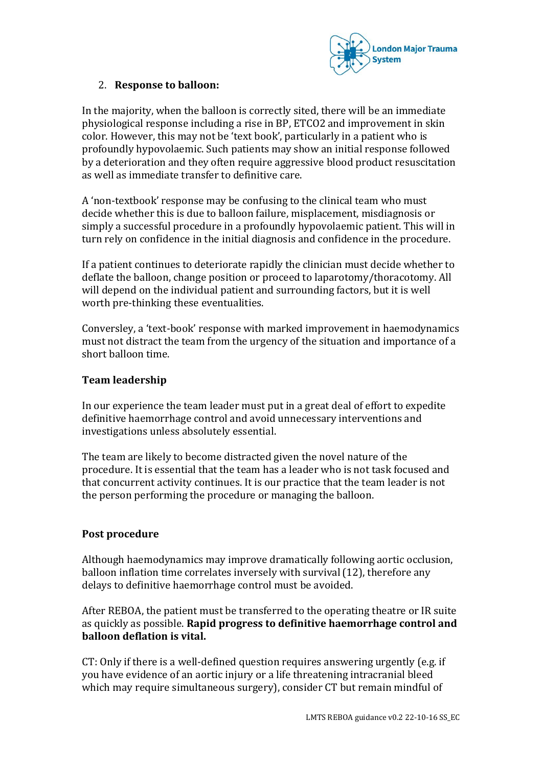2. **Response to balloon:**

In the majority, when the balloon is correctly sited, there will be an immediate physiological response including a rise in BP, ETCO2 and improvement in skin color. However, this may not be 'text book', particularly in a patient who is profoundly hypovolaemic. Such patients may show an initial response followed by a deterioration and they often require aggressive blood product resuscitation as well as immediate transfer to definitive care.

A 'non-textbook' response may be confusing to the clinical team who must decide whether this is due to balloon failure, misplacement, misdiagnosis or simply a successful procedure in a profoundly hypovolaemic patient. This will in turn rely on confidence in the initial diagnosis and confidence in the procedure.

If a patient continues to deteriorate rapidly the clinician must decide whether to deflate the balloon, change position or proceed to laparotomy/thoracotomy. All will depend on the individual patient and surrounding factors, but it is well worth pre-thinking these eventualities.

Converseley, a 'text-book' response with marked improvement in haemodynamics must not distract the team from the urgency of the situation and importance of a short balloon time.

**Team leadership**

In our experience the team leader must put in a great deal of effort to expedite definitive haemorrhage control and avoid unnecessary interventions and investigations unless absolutely essential.

The team are likely to become distracted given the novel nature of the procedure. It is essential that the team has a leader who is not task focused and that concurrent activity continues. It is our practice that the team leader is not the person performing the procedure or managing the balloon.

**Post procedure**

Although haemodynamics may improve dramatically following aortic occlusion, balloon inflation time correlates inversely with survival (12), therefore any delays to definitive haemorrhage control must be avoided.

After REBOA, the patient must be transferred to the operating theatre or IR suite as quickly as possible. **Rapid progress to definitive haemorrhage control and balloon deflation is vital.**

CT: Only if there is a well-defined question requires answering urgently (e.g. if you have evidence of an aortic injury or a life threatening intracranial bleed which may require simultaneous surgery), consider CT but remain mindful of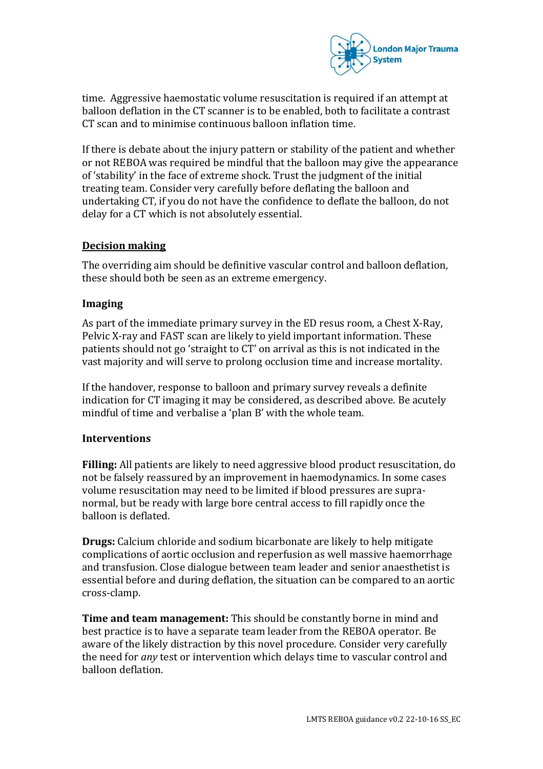time. Aggressive haemostatic volume resuscitation is required if an attempt at balloon deflation in the CT scanner is to be enabled, both to facilitate a contrast CT scan and to minimise continuous balloon inflation time.

If there is debate about the injury pattern or stability of the patient and whether or not REBOA was required be mindful that the balloon may give the appearance of 'stability' in the face of extreme shock. Trust the judgment of the initial treating team. Consider very carefully before deflating the balloon and undertaking CT, if you do not have the confidence to deflate the balloon, do not delay for a CT which is not absolutely essential.

## Decision making

The overriding aim should be definitive vascular control and balloon deflation, these should both be seen as an extreme emergency.

### Imaging

As part of the immediate primary survey in the ED resus room, a Chest X-Ray, Pelvic X-ray and FAST scan are likely to yield important information. These patients should not go 'straight to CT' on arrival as this is not indicated in the vast majority and will serve to prolong occlusion time and increase mortality.

If the handover, response to balloon and primary survey reveals a definite indication for CT imaging it may be considered, as described above. Be acutely mindful of time and verbalise a 'plan B' with the whole team.

### Interventions

**Filling:** All patients are likely to need aggressive blood product resuscitation, do not be falsely reassured by an improvement in haemodynamics. In some cases volume resuscitation may need to be limited if blood pressures are supra-normal, but be ready with large bore central access to fill rapidly once the balloon is deflated.

**Drugs:** Calcium chloride and sodium bicarbonate are likely to help mitigate complications of aortic occlusion and reperfusion as well massive haemorrhage and transfusion. Close dialogue between team leader and senior anaesthetist is essential before and during deflation, the situation can be compared to an aortic cross-clamp.

**Time and team management:** This should be constantly borne in mind and best practice is to have a separate team leader from the REBOA operator. Be aware of the likely distraction by this novel procedure. Consider very carefully the need for *any* test or intervention which delays time to vascular control and balloon deflation.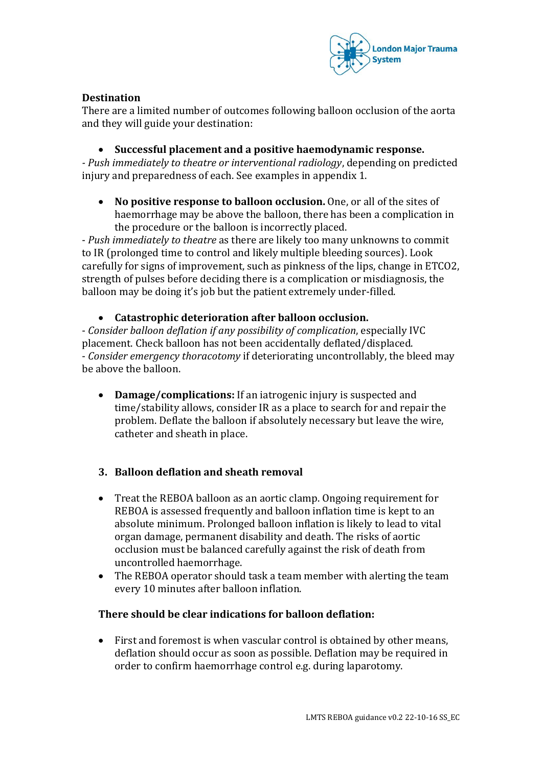**Destination**

There are a limited number of outcomes following balloon occlusion of the aorta and they will guide your destination:

- **Successful placement and a positive haemodynamic response.**

- *Push immediately to theatre or interventional radiology*, depending on predicted injury and preparedness of each. See examples in appendix 1.

- **No positive response to balloon occlusion.** One, or all of the sites of haemorrhage may be above the balloon, there has been a complication in the procedure or the balloon is incorrectly placed.

- *Push immediately to theatre* as there are likely too many unknowns to commit to IR (prolonged time to control and likely multiple bleeding sources). Look carefully for signs of improvement, such as pinkness of the lips, change in ETCO2, strength of pulses before deciding there is a complication or misdiagnosis, the balloon may be doing it's job but the patient extremely under-filled.

- **Catastrophic deterioration after balloon occlusion.**

- *Consider balloon deflation if any possibility of complication*, especially IVC placement. Check balloon has not been accidentally deflated/displaced.
- *Consider emergency thoracotomy* if deteriorating uncontrollably, the bleed may be above the balloon.

- **Damage/complications:** If an iatrogenic injury is suspected and time/stability allows, consider IR as a place to search for and repair the problem. Deflate the balloon if absolutely necessary but leave the wire, catheter and sheath in place.

### 3. Balloon deflation and sheath removal

- Treat the REBOA balloon as an aortic clamp. Ongoing requirement for REBOA is assessed frequently and balloon inflation time is kept to an absolute minimum. Prolonged balloon inflation is likely to lead to vital organ damage, permanent disability and death. The risks of aortic occlusion must be balanced carefully against the risk of death from uncontrolled haemorrhage.
- The REBOA operator should task a team member with alerting the team every 10 minutes after balloon inflation.

**There should be clear indications for balloon deflation:**

- First and foremost is when vascular control is obtained by other means, deflation should occur as soon as possible. Deflation may be required in order to confirm haemorrhage control e.g. during laparotomy.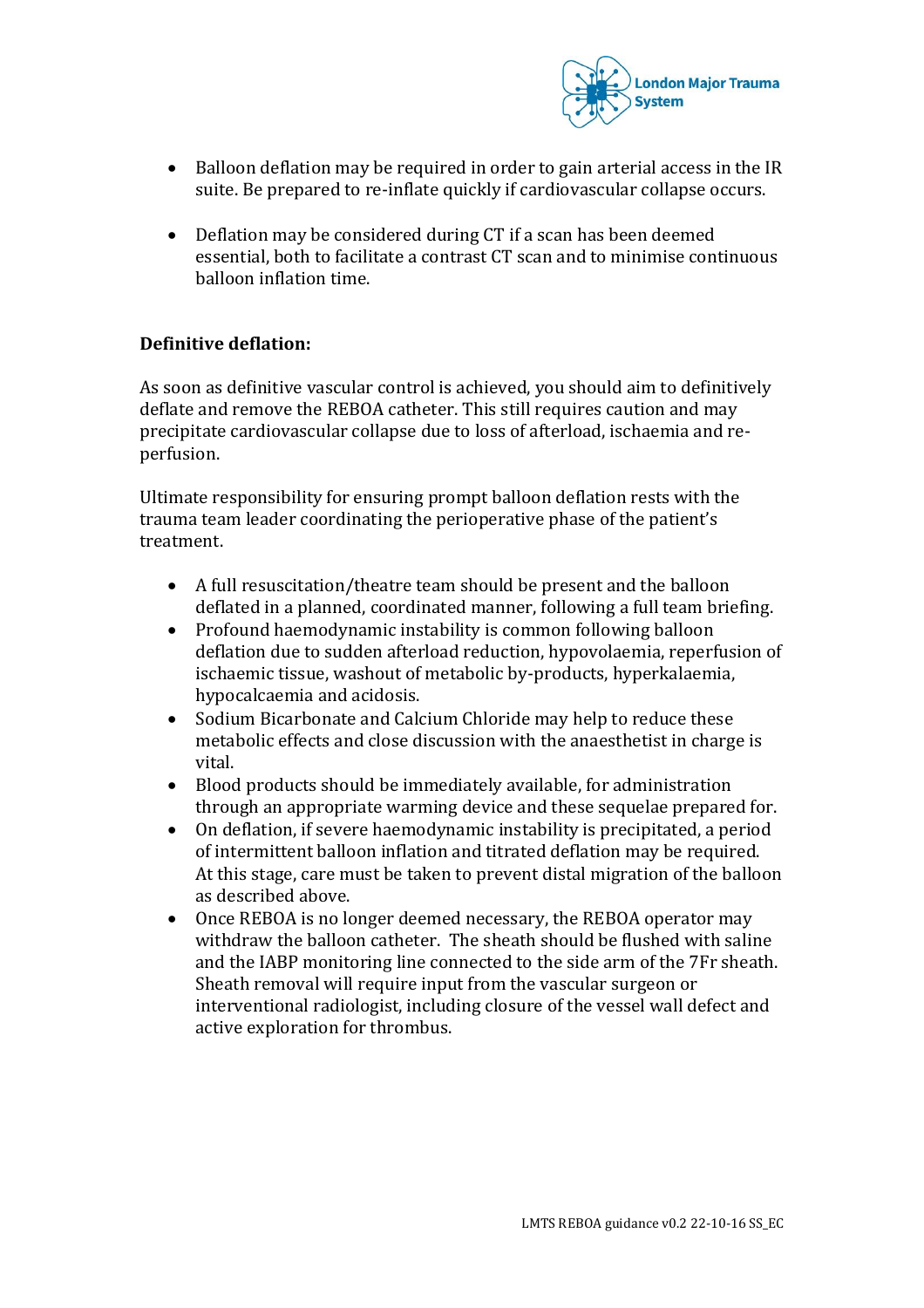- Balloon deflation may be required in order to gain arterial access in the IR suite. Be prepared to re-inflate quickly if cardiovascular collapse occurs.

- Deflation may be considered during CT if a scan has been deemed essential, both to facilitate a contrast CT scan and to minimise continuous balloon inflation time.

**Definitive deflation:**

As soon as definitive vascular control is achieved, you should aim to definitively deflate and remove the REBOA catheter. This still requires caution and may precipitate cardiovascular collapse due to loss of afterload, ischaemia and re-perfusion.

Ultimate responsibility for ensuring prompt balloon deflation rests with the trauma team leader coordinating the perioperative phase of the patient's treatment.

- A full resuscitation/theatre team should be present and the balloon deflated in a planned, coordinated manner, following a full team briefing.
- Profound haemodynamic instability is common following balloon deflation due to sudden afterload reduction, hypovolaemia, reperfusion of ischaemic tissue, washout of metabolic by-products, hyperkalaemia, hypocalcaemia and acidosis.
- Sodium Bicarbonate and Calcium Chloride may help to reduce these metabolic effects and close discussion with the anaesthetist in charge is vital.
- Blood products should be immediately available, for administration through an appropriate warming device and these sequelae prepared for.
- On deflation, if severe haemodynamic instability is precipitated, a period of intermittent balloon inflation and titrated deflation may be required. At this stage, care must be taken to prevent distal migration of the balloon as described above.
- Once REBOA is no longer deemed necessary, the REBOA operator may withdraw the balloon catheter. The sheath should be flushed with saline and the IABP monitoring line connected to the side arm of the 7Fr sheath. Sheath removal will require input from the vascular surgeon or interventional radiologist, including closure of the vessel wall defect and active exploration for thrombus.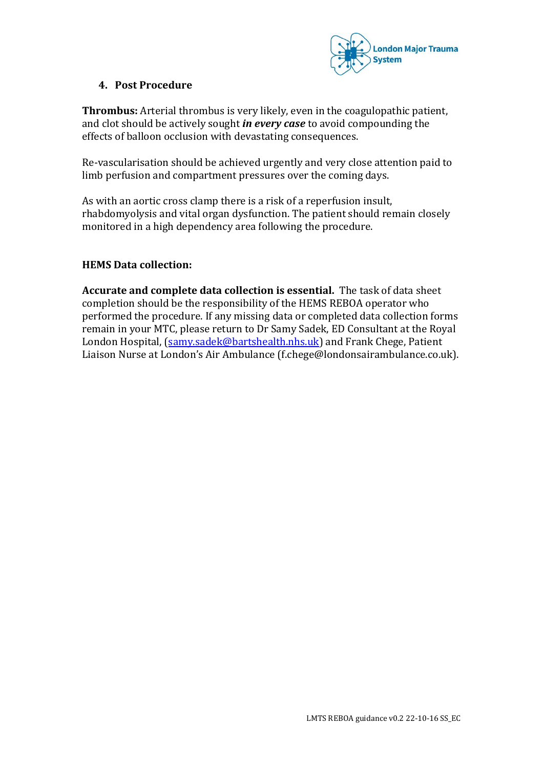## 4. Post Procedure

**Thrombus:** Arterial thrombus is very likely, even in the coagulopathic patient, and clot should be actively sought ***in every case*** to avoid compounding the effects of balloon occlusion with devastating consequences.

Re-vascularisation should be achieved urgently and very close attention paid to limb perfusion and compartment pressures over the coming days.

As with an aortic cross clamp there is a risk of a reperfusion insult, rhabdomyolysis and vital organ dysfunction. The patient should remain closely monitored in a high dependency area following the procedure.

**HEMS Data collection:**

**Accurate and complete data collection is essential.** The task of data sheet completion should be the responsibility of the HEMS REBOA operator who performed the procedure. If any missing data or completed data collection forms remain in your MTC, please return to Dr Samy Sadek, ED Consultant at the Royal London Hospital, (samy.sadek@bartshealth.nhs.uk) and Frank Chege, Patient Liaison Nurse at London's Air Ambulance (f.chege@londonsairambulance.co.uk).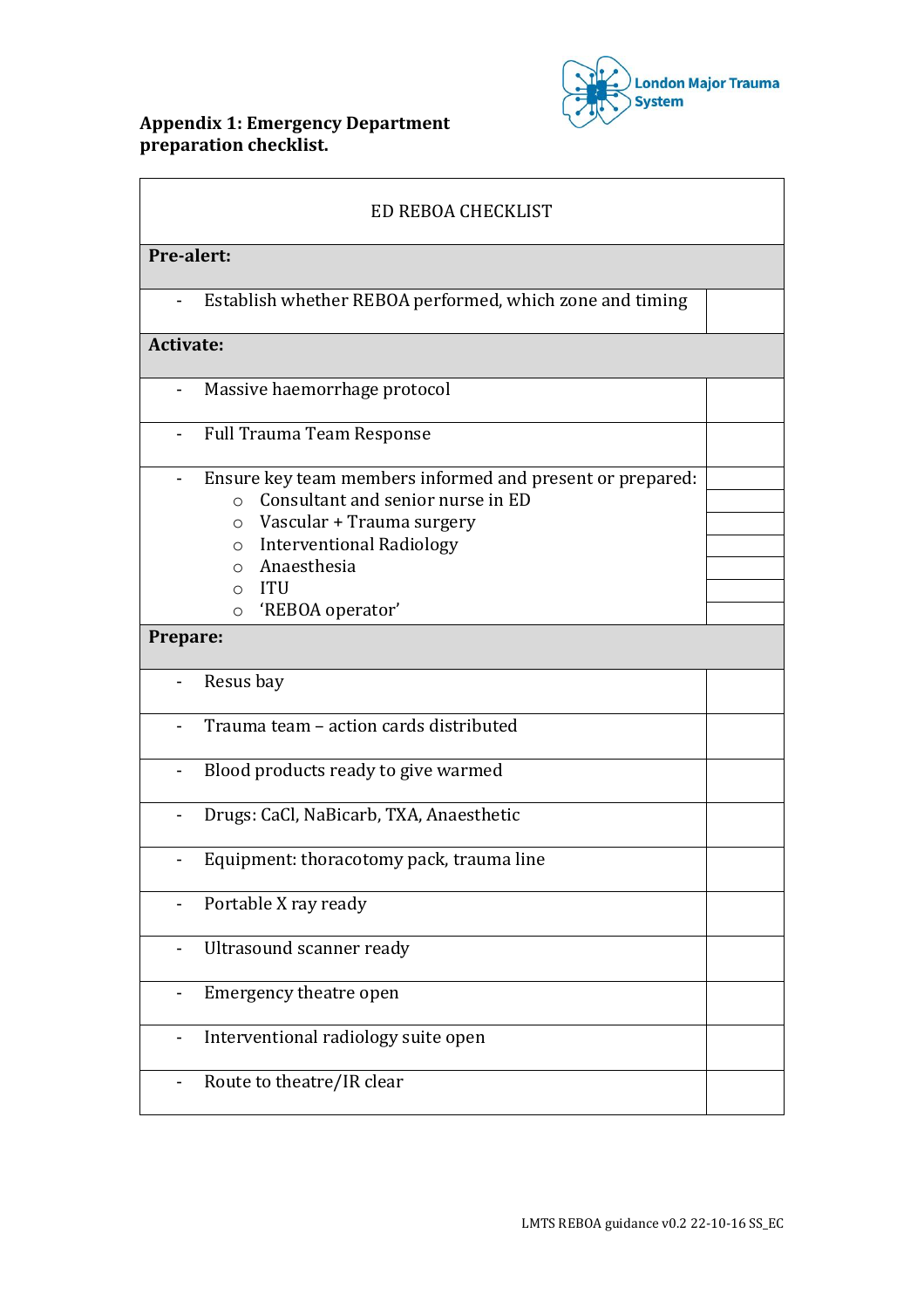**Appendix 1: Emergency Department preparation checklist.**

| ED REBOA CHECKLIST | |
|---|---|
| **Pre-alert:** | |
| - Establish whether REBOA performed, which zone and timing | |
| **Activate:** | |
| - Massive haemorrhage protocol | |
| - Full Trauma Team Response | |
| - Ensure key team members informed and present or prepared: | |
| ○ Consultant and senior nurse in ED | |
| ○ Vascular + Trauma surgery | |
| ○ Interventional Radiology | |
| ○ Anaesthesia | |
| ○ ITU | |
| ○ 'REBOA operator' | |
| **Prepare:** | |
| - Resus bay | |
| - Trauma team – action cards distributed | |
| - Blood products ready to give warmed | |
| - Drugs: CaCl, NaBicarb, TXA, Anaesthetic | |
| - Equipment: thoracotomy pack, trauma line | |
| - Portable X ray ready | |
| - Ultrasound scanner ready | |
| - Emergency theatre open | |
| - Interventional radiology suite open | |
| - Route to theatre/IR clear | |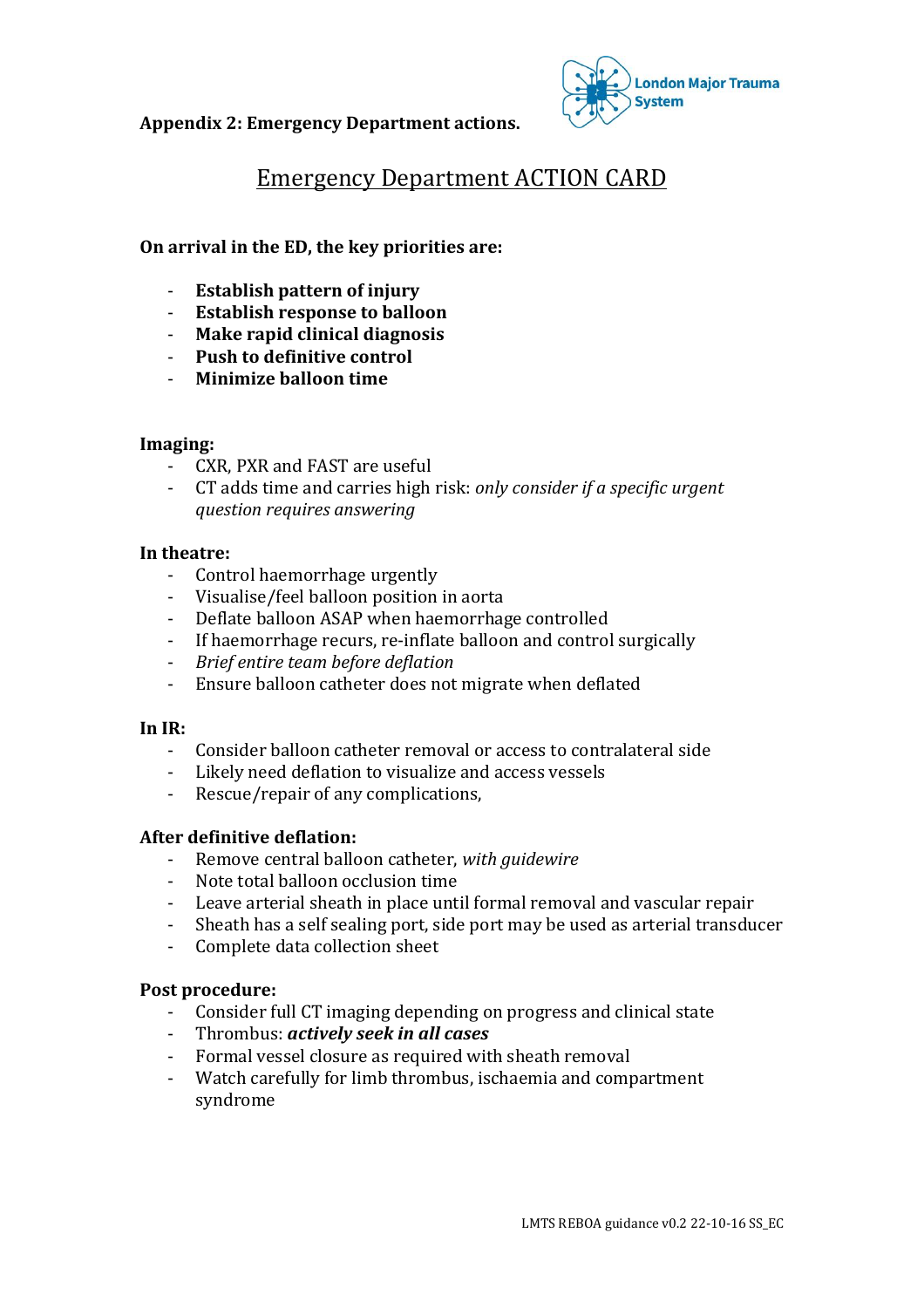**Appendix 2: Emergency Department actions.**

# Emergency Department ACTION CARD

**On arrival in the ED, the key priorities are:**

- **Establish pattern of injury**
- **Establish response to balloon**
- **Make rapid clinical diagnosis**
- **Push to definitive control**
- **Minimize balloon time**

**Imaging:**

- CXR, PXR and FAST are useful
- CT adds time and carries high risk: *only consider if a specific urgent question requires answering*

**In theatre:**

- Control haemorrhage urgently
- Visualise/feel balloon position in aorta
- Deflate balloon ASAP when haemorrhage controlled
- If haemorrhage recurs, re-inflate balloon and control surgically
- *Brief entire team before deflation*
- Ensure balloon catheter does not migrate when deflated

**In IR:**

- Consider balloon catheter removal or access to contralateral side
- Likely need deflation to visualize and access vessels
- Rescue/repair of any complications,

**After definitive deflation:**

- Remove central balloon catheter, *with guidewire*
- Note total balloon occlusion time
- Leave arterial sheath in place until formal removal and vascular repair
- Sheath has a self sealing port, side port may be used as arterial transducer
- Complete data collection sheet

**Post procedure:**

- Consider full CT imaging depending on progress and clinical state
- Thrombus: ***actively seek in all cases***
- Formal vessel closure as required with sheath removal
- Watch carefully for limb thrombus, ischaemia and compartment syndrome

LMTS REBOA guidance v0.2 22-10-16 SS_EC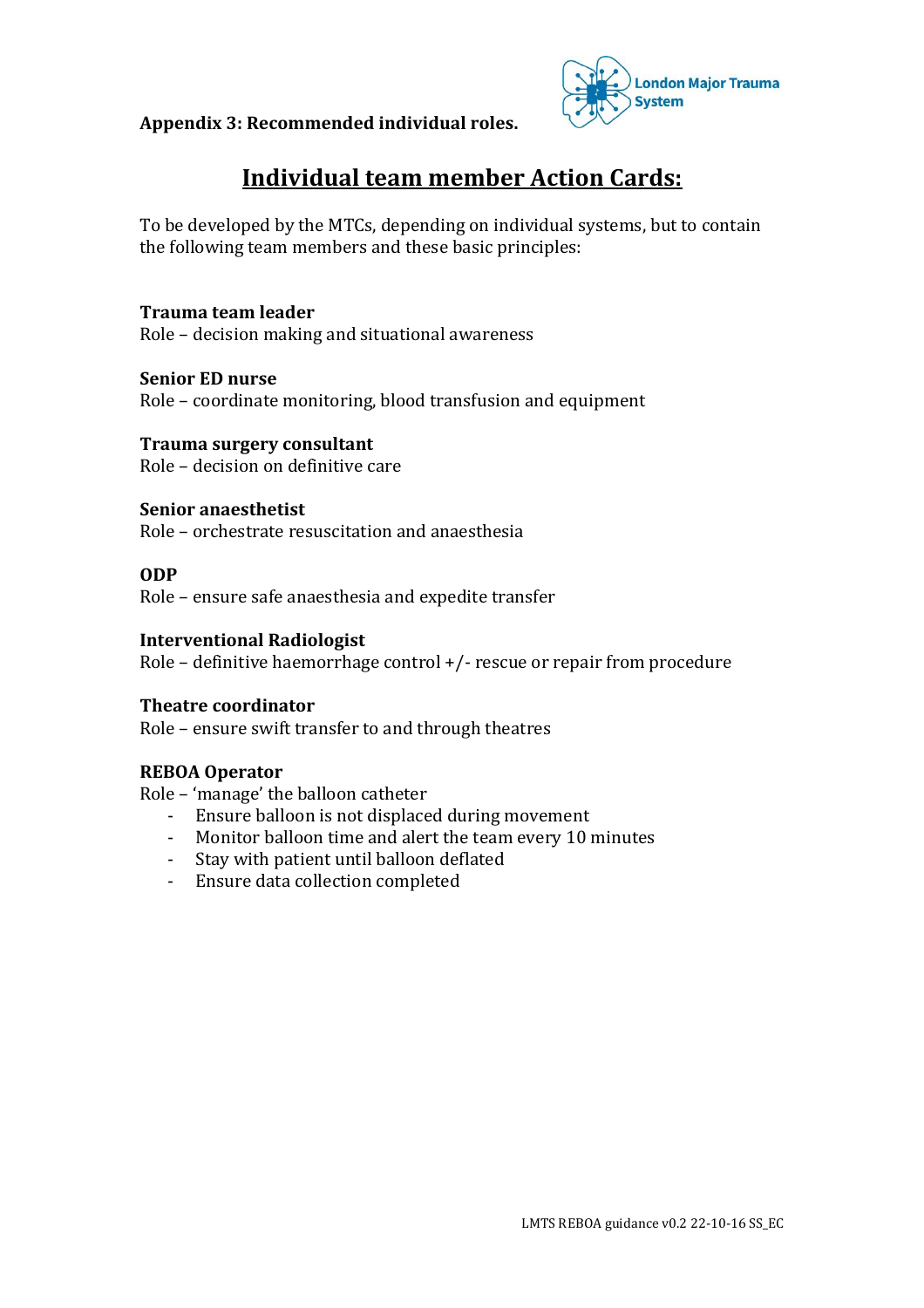**Appendix 3: Recommended individual roles.**

# Individual team member Action Cards:

To be developed by the MTCs, depending on individual systems, but to contain the following team members and these basic principles:

**Trauma team leader**
Role – decision making and situational awareness

**Senior ED nurse**
Role – coordinate monitoring, blood transfusion and equipment

**Trauma surgery consultant**
Role – decision on definitive care

**Senior anaesthetist**
Role – orchestrate resuscitation and anaesthesia

**ODP**
Role – ensure safe anaesthesia and expedite transfer

**Interventional Radiologist**
Role – definitive haemorrhage control +/- rescue or repair from procedure

**Theatre coordinator**
Role – ensure swift transfer to and through theatres

**REBOA Operator**
Role – 'manage' the balloon catheter

- Ensure balloon is not displaced during movement
- Monitor balloon time and alert the team every 10 minutes
- Stay with patient until balloon deflated
- Ensure data collection completed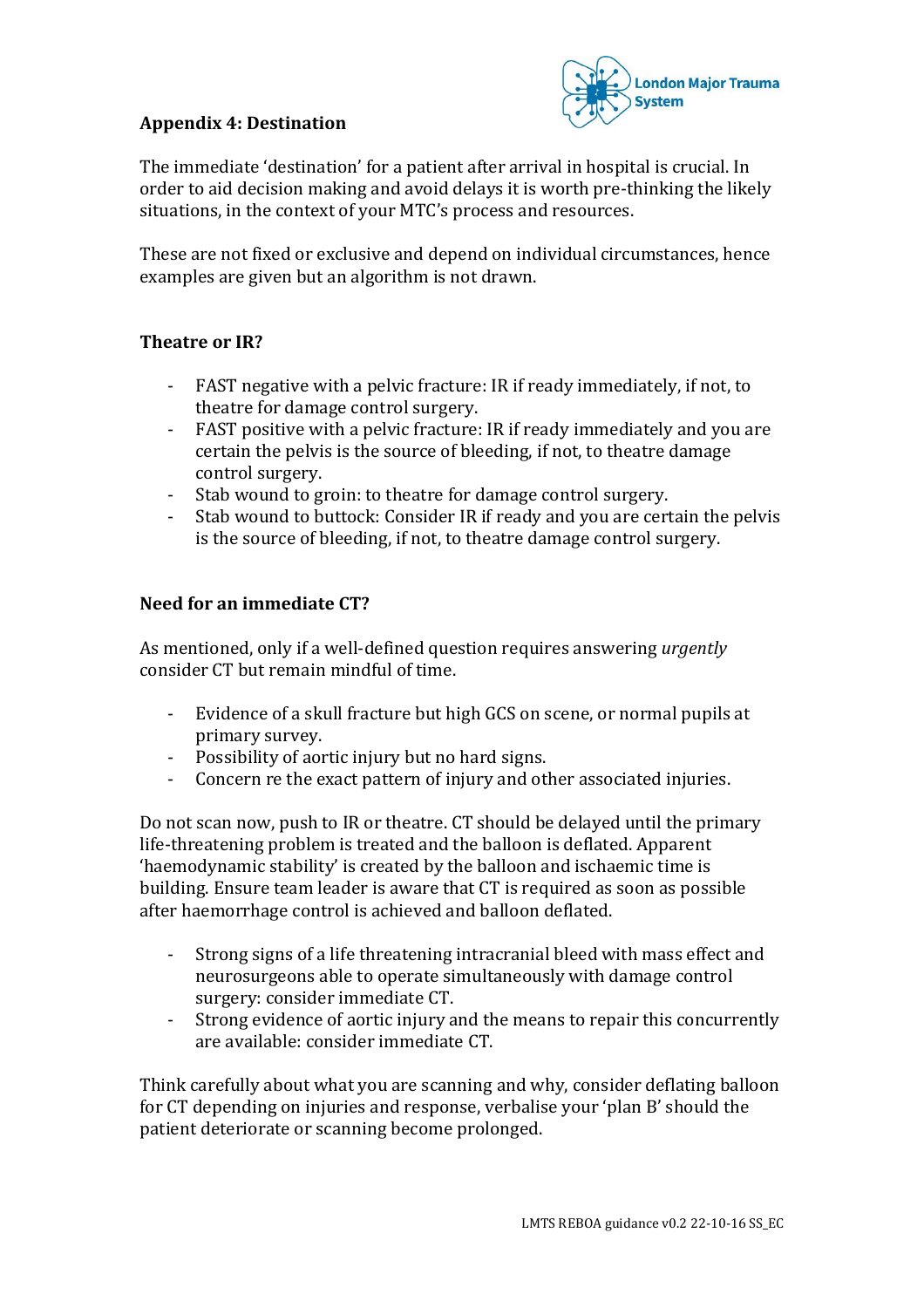## Appendix 4: Destination

The immediate 'destination' for a patient after arrival in hospital is crucial. In order to aid decision making and avoid delays it is worth pre-thinking the likely situations, in the context of your MTC's process and resources.

These are not fixed or exclusive and depend on individual circumstances, hence examples are given but an algorithm is not drawn.

### Theatre or IR?

- FAST negative with a pelvic fracture: IR if ready immediately, if not, to theatre for damage control surgery.
- FAST positive with a pelvic fracture: IR if ready immediately and you are certain the pelvis is the source of bleeding, if not, to theatre damage control surgery.
- Stab wound to groin: to theatre for damage control surgery.
- Stab wound to buttock: Consider IR if ready and you are certain the pelvis is the source of bleeding, if not, to theatre damage control surgery.

### Need for an immediate CT?

As mentioned, only if a well-defined question requires answering *urgently* consider CT but remain mindful of time.

- Evidence of a skull fracture but high GCS on scene, or normal pupils at primary survey.
- Possibility of aortic injury but no hard signs.
- Concern re the exact pattern of injury and other associated injuries.

Do not scan now, push to IR or theatre. CT should be delayed until the primary life-threatening problem is treated and the balloon is deflated. Apparent 'haemodynamic stability' is created by the balloon and ischaemic time is building. Ensure team leader is aware that CT is required as soon as possible after haemorrhage control is achieved and balloon deflated.

- Strong signs of a life threatening intracranial bleed with mass effect and neurosurgeons able to operate simultaneously with damage control surgery: consider immediate CT.
- Strong evidence of aortic injury and the means to repair this concurrently are available: consider immediate CT.

Think carefully about what you are scanning and why, consider deflating balloon for CT depending on injuries and response, verbalise your 'plan B' should the patient deteriorate or scanning become prolonged.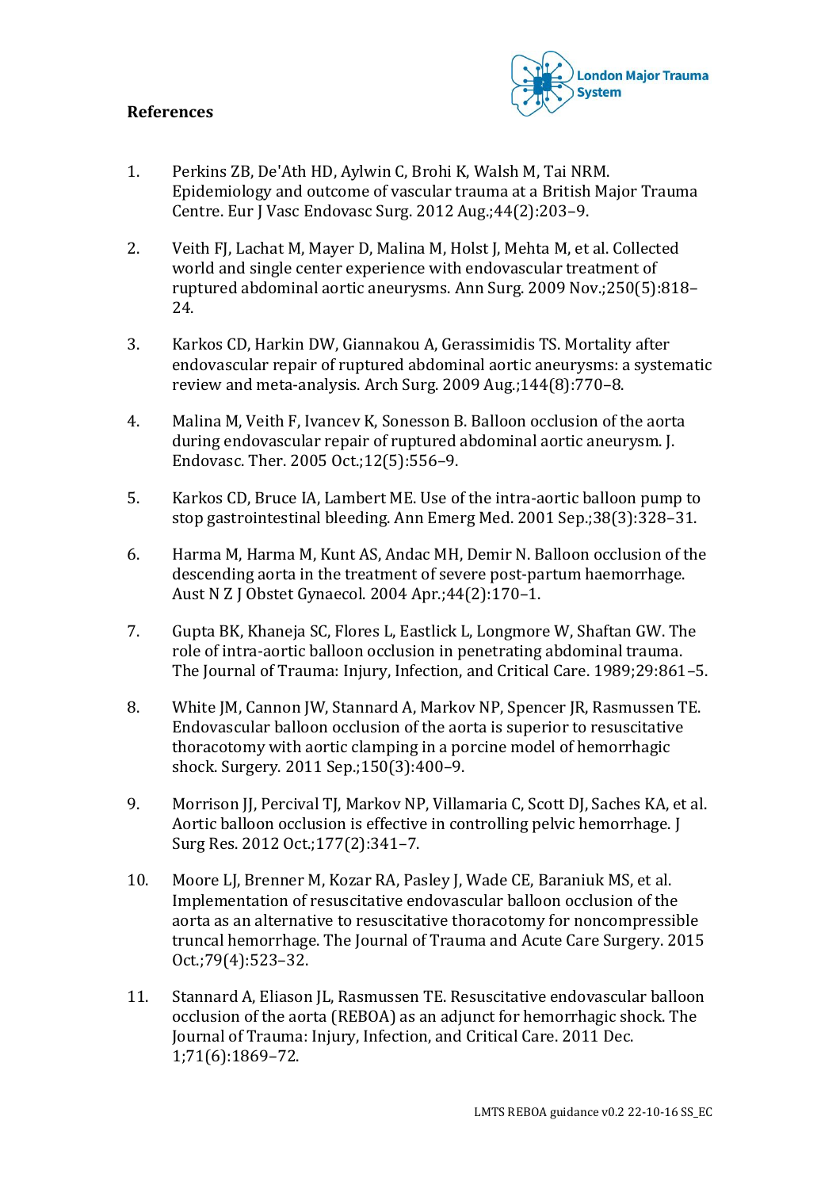## References

1. Perkins ZB, De'Ath HD, Aylwin C, Brohi K, Walsh M, Tai NRM. Epidemiology and outcome of vascular trauma at a British Major Trauma Centre. Eur J Vasc Endovasc Surg. 2012 Aug.;44(2):203–9.

2. Veith FJ, Lachat M, Mayer D, Malina M, Holst J, Mehta M, et al. Collected world and single center experience with endovascular treatment of ruptured abdominal aortic aneurysms. Ann Surg. 2009 Nov.;250(5):818–24.

3. Karkos CD, Harkin DW, Giannakou A, Gerassimidis TS. Mortality after endovascular repair of ruptured abdominal aortic aneurysms: a systematic review and meta-analysis. Arch Surg. 2009 Aug.;144(8):770–8.

4. Malina M, Veith F, Ivancev K, Sonesson B. Balloon occlusion of the aorta during endovascular repair of ruptured abdominal aortic aneurysm. J. Endovasc. Ther. 2005 Oct.;12(5):556–9.

5. Karkos CD, Bruce IA, Lambert ME. Use of the intra-aortic balloon pump to stop gastrointestinal bleeding. Ann Emerg Med. 2001 Sep.;38(3):328–31.

6. Harma M, Harma M, Kunt AS, Andac MH, Demir N. Balloon occlusion of the descending aorta in the treatment of severe post-partum haemorrhage. Aust N Z J Obstet Gynaecol. 2004 Apr.;44(2):170–1.

7. Gupta BK, Khaneja SC, Flores L, Eastlick L, Longmore W, Shaftan GW. The role of intra-aortic balloon occlusion in penetrating abdominal trauma. The Journal of Trauma: Injury, Infection, and Critical Care. 1989;29:861–5.

8. White JM, Cannon JW, Stannard A, Markov NP, Spencer JR, Rasmussen TE. Endovascular balloon occlusion of the aorta is superior to resuscitative thoracotomy with aortic clamping in a porcine model of hemorrhagic shock. Surgery. 2011 Sep.;150(3):400–9.

9. Morrison JJ, Percival TJ, Markov NP, Villamaria C, Scott DJ, Saches KA, et al. Aortic balloon occlusion is effective in controlling pelvic hemorrhage. J Surg Res. 2012 Oct.;177(2):341–7.

10. Moore LJ, Brenner M, Kozar RA, Pasley J, Wade CE, Baraniuk MS, et al. Implementation of resuscitative endovascular balloon occlusion of the aorta as an alternative to resuscitative thoracotomy for noncompressible truncal hemorrhage. The Journal of Trauma and Acute Care Surgery. 2015 Oct.;79(4):523–32.

11. Stannard A, Eliason JL, Rasmussen TE. Resuscitative endovascular balloon occlusion of the aorta (REBOA) as an adjunct for hemorrhagic shock. The Journal of Trauma: Injury, Infection, and Critical Care. 2011 Dec. 1;71(6):1869–72.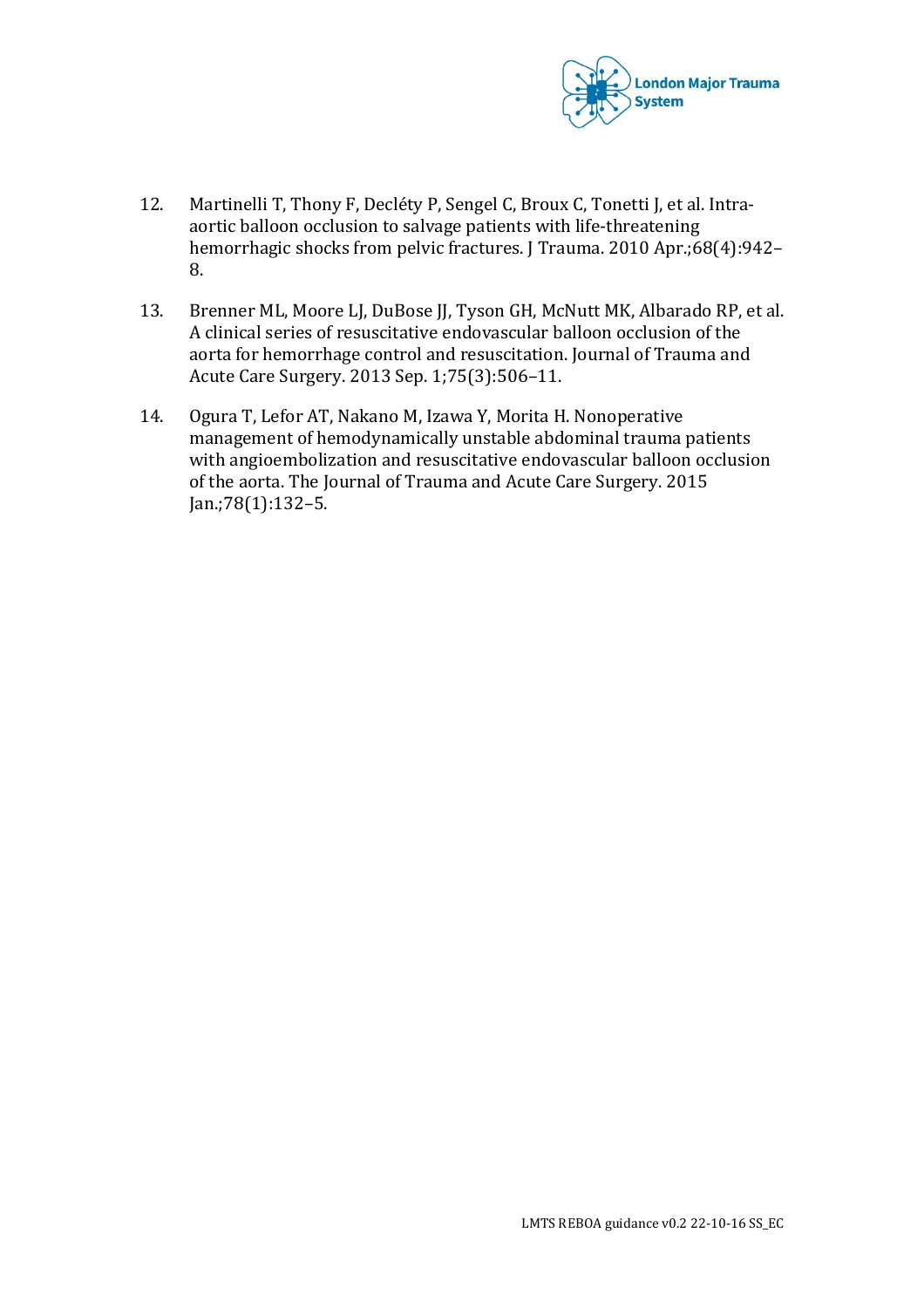12. Martinelli T, Thony F, Decléty P, Sengel C, Broux C, Tonetti J, et al. Intra-aortic balloon occlusion to salvage patients with life-threatening hemorrhagic shocks from pelvic fractures. J Trauma. 2010 Apr.;68(4):942–8.

13. Brenner ML, Moore LJ, DuBose JJ, Tyson GH, McNutt MK, Albarado RP, et al. A clinical series of resuscitative endovascular balloon occlusion of the aorta for hemorrhage control and resuscitation. Journal of Trauma and Acute Care Surgery. 2013 Sep. 1;75(3):506–11.

14. Ogura T, Lefor AT, Nakano M, Izawa Y, Morita H. Nonoperative management of hemodynamically unstable abdominal trauma patients with angioembolization and resuscitative endovascular balloon occlusion of the aorta. The Journal of Trauma and Acute Care Surgery. 2015 Jan.;78(1):132–5.